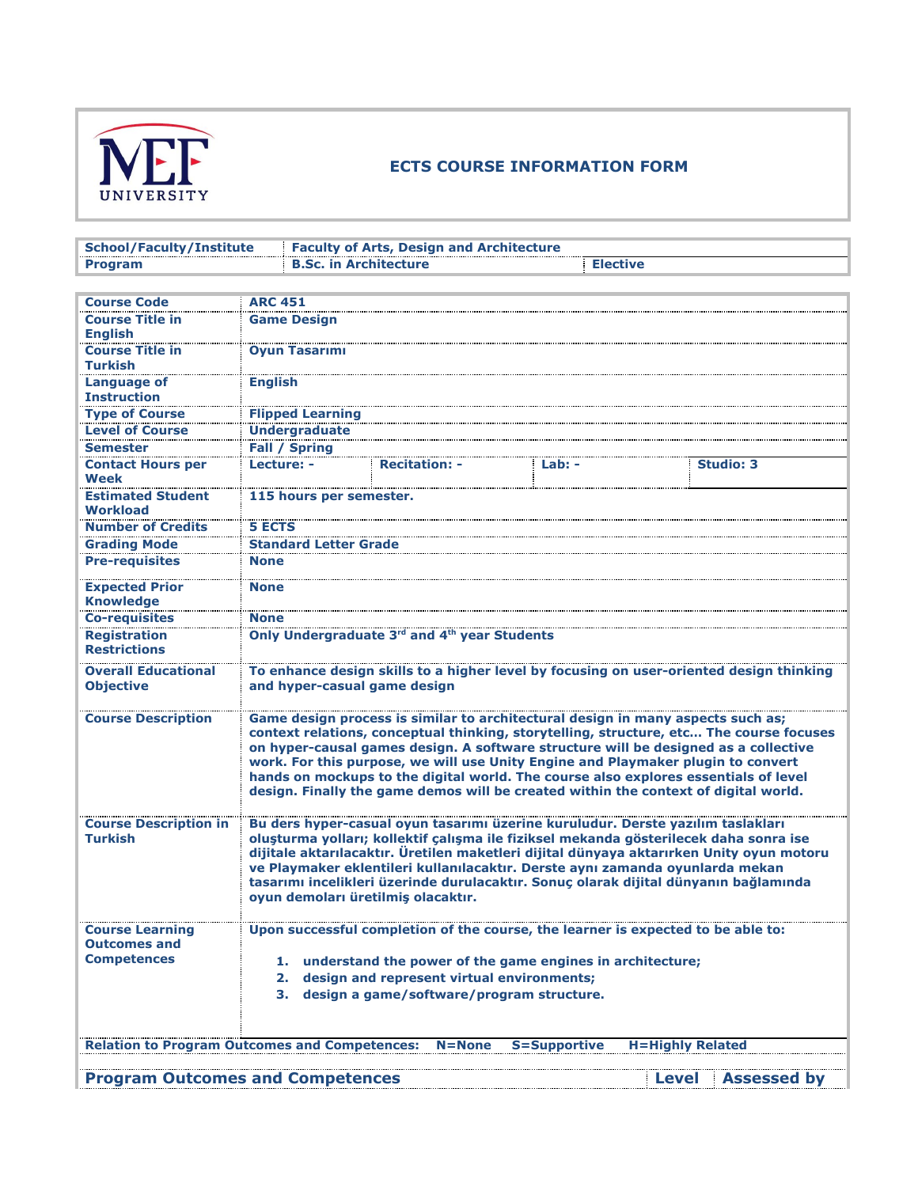MEF UNIVERSITY

## ECTS COURSE INFORMATION FORM

| School/Faculty/Institute | Faculty of Arts, Design and Architecture | |
|---|---|---|
| Program | B.Sc. in Architecture | Elective |

| | | | | |
|---|---|---|---|---|
| Course Code | ARC 451 | | | |
| Course Title in English | Game Design | | | |
| Course Title in Turkish | Oyun Tasarımı | | | |
| Language of Instruction | English | | | |
| Type of Course | Flipped Learning | | | |
| Level of Course | Undergraduate | | | |
| Semester | Fall / Spring | | | |
| Contact Hours per Week | Lecture: - | Recitation: - | Lab: - | Studio: 3 |
| Estimated Student Workload | 115 hours per semester. | | | |
| Number of Credits | 5 ECTS | | | |
| Grading Mode | Standard Letter Grade | | | |
| Pre-requisites | None | | | |
| Expected Prior Knowledge | None | | | |
| Co-requisites | None | | | |
| Registration Restrictions | Only Undergraduate 3rd and 4th year Students | | | |
| Overall Educational Objective | To enhance design skills to a higher level by focusing on user-oriented design thinking and hyper-casual game design | | | |
| Course Description | Game design process is similar to architectural design in many aspects such as; context relations, conceptual thinking, storytelling, structure, etc... The course focuses on hyper-causal games design. A software structure will be designed as a collective work. For this purpose, we will use Unity Engine and Playmaker plugin to convert hands on mockups to the digital world. The course also explores essentials of level design. Finally the game demos will be created within the context of digital world. | | | |
| Course Description in Turkish | Bu ders hyper-casual oyun tasarımı üzerine kuruludur. Derste yazılım taslakları oluşturma yolları; kollektif çalışma ile fiziksel mekanda gösterilecek daha sonra ise dijitale aktarılacaktır. Üretilen maketleri dijital dünyaya aktarırken Unity oyun motoru ve Playmaker eklentileri kullanılacaktır. Derste aynı zamanda oyunlarda mekan tasarımı incelikleri üzerinde durulacaktır. Sonuç olarak dijital dünyanın bağlamında oyun demoları üretilmiş olacaktır. | | | |
| Course Learning Outcomes and Competences | Upon successful completion of the course, the learner is expected to be able to:<br><br>1. understand the power of the game engines in architecture;<br>2. design and represent virtual environments;<br>3. design a game/software/program structure. | | | |

**Relation to Program Outcomes and Competences:** N=None S=Supportive H=Highly Related

| Program Outcomes and Competences | Level | Assessed by |
|---|---|---|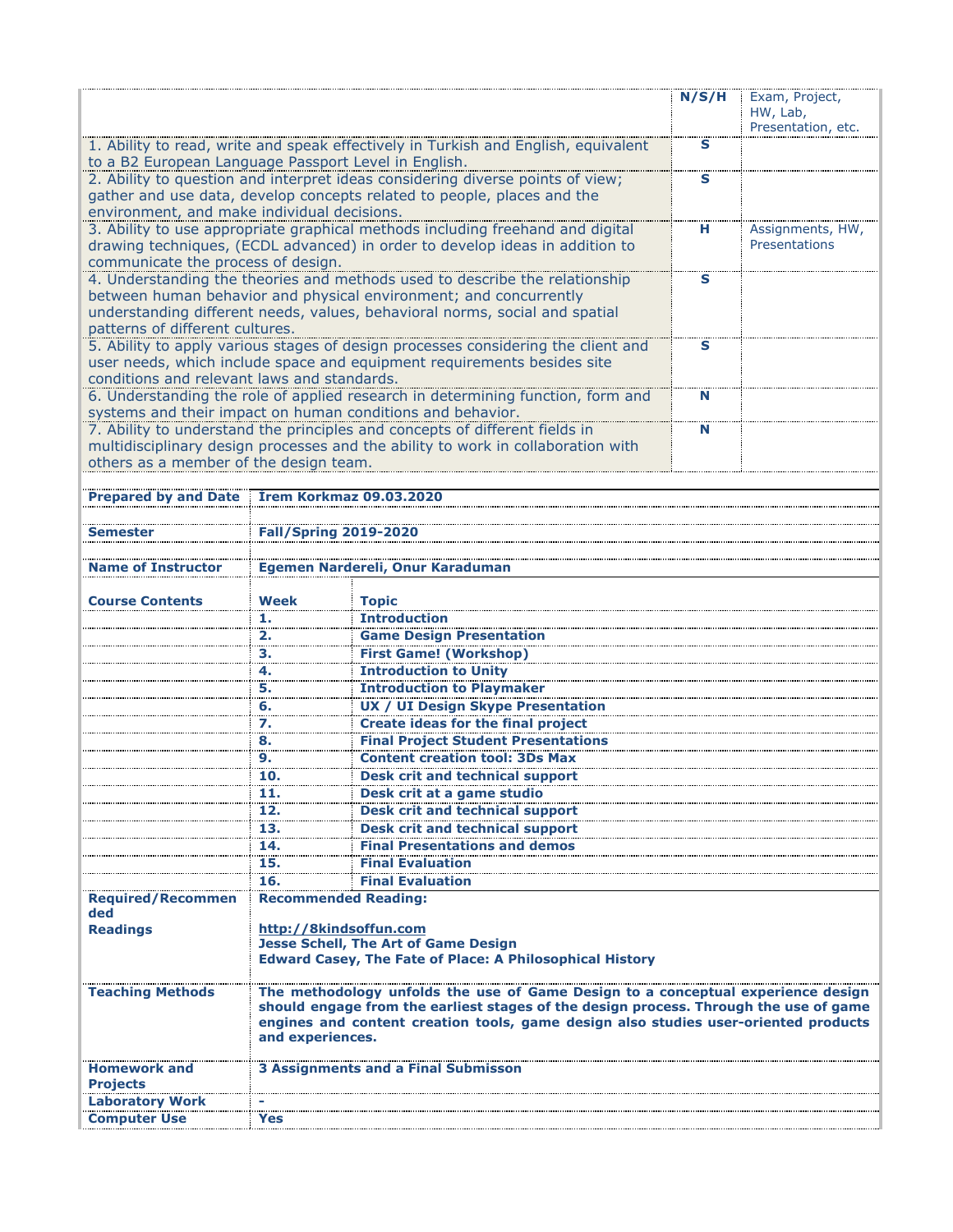| | N/S/H | Exam, Project, HW, Lab, Presentation, etc. |
|---|---|---|
| 1. Ability to read, write and speak effectively in Turkish and English, equivalent to a B2 European Language Passport Level in English. | S | |
| 2. Ability to question and interpret ideas considering diverse points of view; gather and use data, develop concepts related to people, places and the environment, and make individual decisions. | S | |
| 3. Ability to use appropriate graphical methods including freehand and digital drawing techniques, (ECDL advanced) in order to develop ideas in addition to communicate the process of design. | H | Assignments, HW, Presentations |
| 4. Understanding the theories and methods used to describe the relationship between human behavior and physical environment; and concurrently understanding different needs, values, behavioral norms, social and spatial patterns of different cultures. | S | |
| 5. Ability to apply various stages of design processes considering the client and user needs, which include space and equipment requirements besides site conditions and relevant laws and standards. | S | |
| 6. Understanding the role of applied research in determining function, form and systems and their impact on human conditions and behavior. | N | |
| 7. Ability to understand the principles and concepts of different fields in multidisciplinary design processes and the ability to work in collaboration with others as a member of the design team. | N | |

| | | |
|---|---|---|
| **Prepared by and Date** | **Irem Korkmaz 09.03.2020** | |
| **Semester** | **Fall/Spring 2019-2020** | |
| **Name of Instructor** | **Egemen Nardereli, Onur Karaduman** | |
| **Course Contents** | **Week** | **Topic** |
| | **1.** | **Introduction** |
| | **2.** | **Game Design Presentation** |
| | **3.** | **First Game! (Workshop)** |
| | **4.** | **Introduction to Unity** |
| | **5.** | **Introduction to Playmaker** |
| | **6.** | **UX / UI Design Skype Presentation** |
| | **7.** | **Create ideas for the final project** |
| | **8.** | **Final Project Student Presentations** |
| | **9.** | **Content creation tool: 3Ds Max** |
| | **10.** | **Desk crit and technical support** |
| | **11.** | **Desk crit at a game studio** |
| | **12.** | **Desk crit and technical support** |
| | **13.** | **Desk crit and technical support** |
| | **14.** | **Final Presentations and demos** |
| | **15.** | **Final Evaluation** |
| | **16.** | **Final Evaluation** |
| **Required/Recommended Readings** | **Recommended Reading:**<br><br>**http://8kindsoffun.com**<br>**Jesse Schell, The Art of Game Design**<br>**Edward Casey, The Fate of Place: A Philosophical History** | |
| **Teaching Methods** | **The methodology unfolds the use of Game Design to a conceptual experience design should engage from the earliest stages of the design process. Through the use of game engines and content creation tools, game design also studies user-oriented products and experiences.** | |
| **Homework and Projects** | **3 Assignments and a Final Submisson** | |
| **Laboratory Work** | **-** | |
| **Computer Use** | **Yes** | |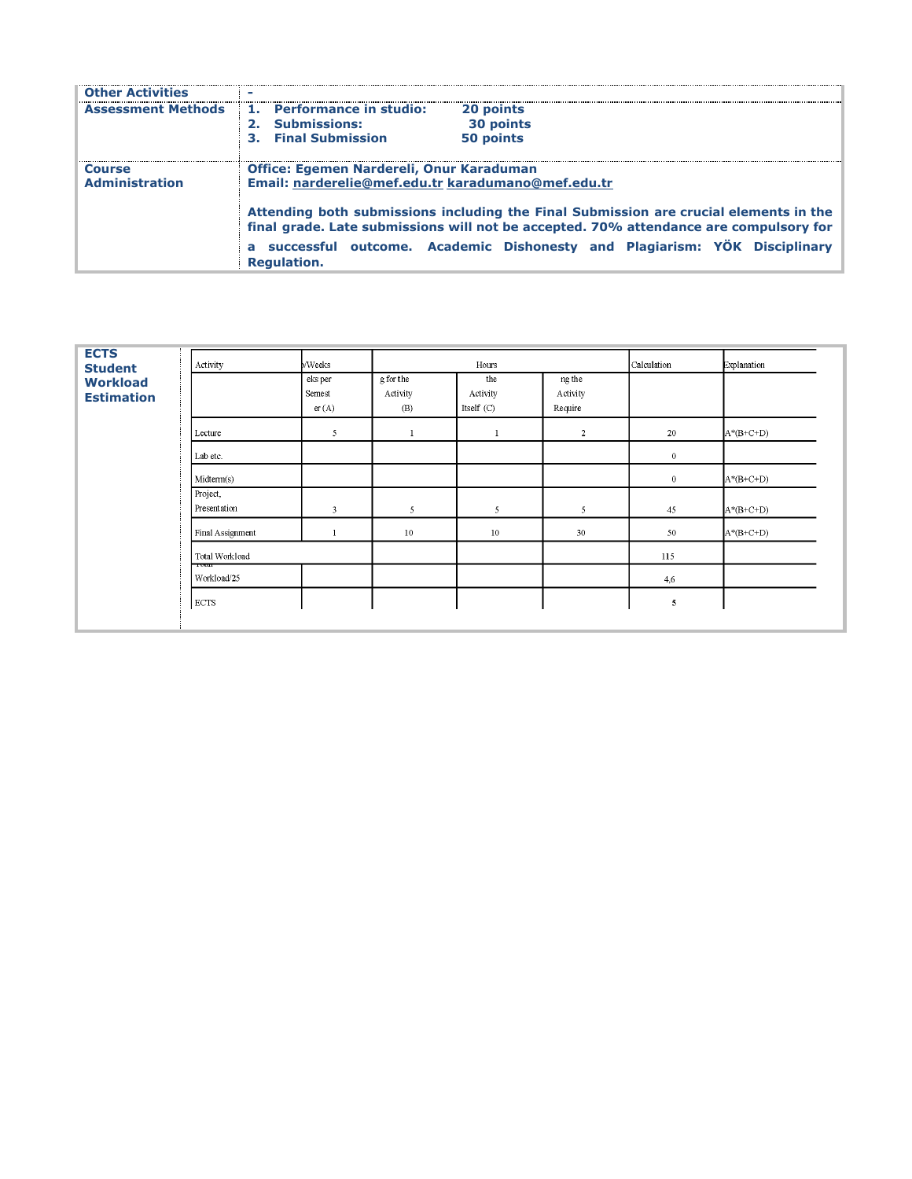| | |
|---|---|
| **Other Activities** | **-** |
| **Assessment Methods** | **1. Performance in studio: 20 points**<br>**2. Submissions: 30 points**<br>**3. Final Submission 50 points** |
| **Course Administration** | **Office: Egemen Nardereli, Onur Karaduman**<br>**Email: narderelie@mef.edu.tr karadumano@mef.edu.tr**<br><br>**Attending both submissions including the Final Submission are crucial elements in the final grade. Late submissions will not be accepted. 70% attendance are compulsory for a successful outcome. Academic Dishonesty and Plagiarism: YÖK Disciplinary Regulation.** |

**ECTS Student Workload Estimation**

| Activity | y/Weeks | Hours | | | Calculation | Explanation |
|---|---|---|---|---|---|---|
| | eks per Semester (A) | g for the Activity (B) | the Activity Itself (C) | ng the Activity Require | | |
| Lecture | 5 | 1 | 1 | 2 | 20 | A*(B+C+D) |
| Lab etc. | | | | | 0 | |
| Midterm(s) | | | | | 0 | A*(B+C+D) |
| Project, Presentation | 3 | 5 | 5 | 5 | 45 | A*(B+C+D) |
| Final Assignment | 1 | 10 | 10 | 30 | 50 | A*(B+C+D) |
| Total Workload | | | | | 115 | |
| Total Workload/25 | | | | | 4,6 | |
| ECTS | | | | | 5 | |